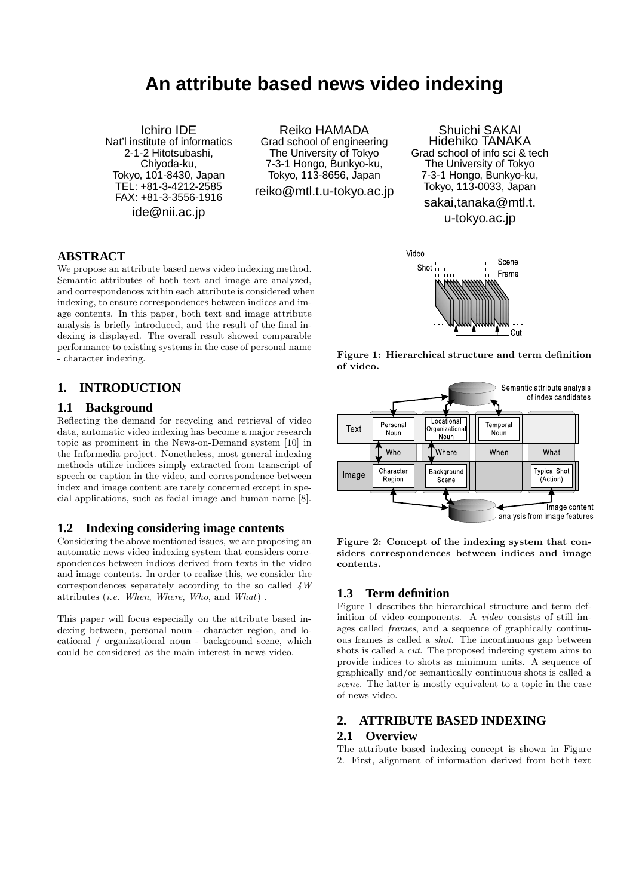# An attribute based news video indexing

Ichiro IDE
Nat'l institute of informatics
2-1-2 Hitotsubashi,
Chiyoda-ku,
Tokyo, 101-8430, Japan
TEL: +81-3-4212-2585
FAX: +81-3-3556-1916
ide@nii.ac.jp

Reiko HAMADA
Grad school of engineering
The University of Tokyo
7-3-1 Hongo, Bunkyo-ku,
Tokyo, 113-8656, Japan
reiko@mtl.t.u-tokyo.ac.jp

Shuichi SAKAI
Hidehiko TANAKA
Grad school of info sci & tech
The University of Tokyo
7-3-1 Hongo, Bunkyo-ku,
Tokyo, 113-0033, Japan
sakai,tanaka@mtl.t.u-tokyo.ac.jp

## ABSTRACT

We propose an attribute based news video indexing method. Semantic attributes of both text and image are analyzed, and correspondences within each attribute is considered when indexing, to ensure correspondences between indices and image contents. In this paper, both text and image attribute analysis is briefly introduced, and the result of the final indexing is displayed. The overall result showed comparable performance to existing systems in the case of personal name - character indexing.

## 1. INTRODUCTION

### 1.1 Background

Reflecting the demand for recycling and retrieval of video data, automatic video indexing has become a major research topic as prominent in the News-on-Demand system [10] in the Informedia project. Nonetheless, most general indexing methods utilize indices simply extracted from transcript of speech or caption in the video, and correspondence between index and image content are rarely concerned except in special applications, such as facial image and human name [8].

### 1.2 Indexing considering image contents

Considering the above mentioned issues, we are proposing an automatic news video indexing system that considers correspondences between indices derived from texts in the video and image contents. In order to realize this, we consider the correspondences separately according to the so called *4W* attributes (*i.e. When*, *Where*, *Who*, and *What*) .

This paper will focus especially on the attribute based indexing between, personal noun - character region, and locational / organizational noun - background scene, which could be considered as the main interest in news video.

**Figure 1: Hierarchical structure and term definition of video.**

**Figure 2: Concept of the indexing system that considers correspondences between indices and image contents.**

### 1.3 Term definition

Figure 1 describes the hierarchical structure and term definition of video components. A *video* consists of still images called *frames*, and a sequence of graphically continuous frames is called a *shot*. The incontinuous gap between shots is called a *cut*. The proposed indexing system aims to provide indices to shots as minimum units. A sequence of graphically and/or semantically continuous shots is called a *scene*. The latter is mostly equivalent to a topic in the case of news video.

## 2. ATTRIBUTE BASED INDEXING

### 2.1 Overview

The attribute based indexing concept is shown in Figure 2. First, alignment of information derived from both text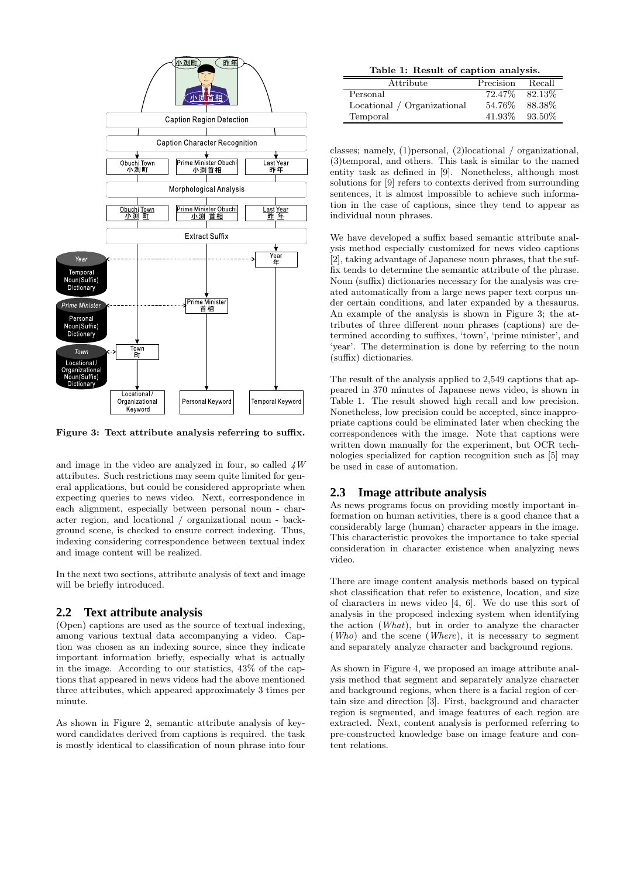Figure 3: Text attribute analysis referring to suffix.

and image in the video are analyzed in four, so called *4W* attributes. Such restrictions may seem quite limited for general applications, but could be considered appropriate when expecting queries to news video. Next, correspondence in each alignment, especially between personal noun - character region, and locational / organizational noun - background scene, is checked to ensure correct indexing. Thus, indexing considering correspondence between textual index and image content will be realized.

In the next two sections, attribute analysis of text and image will be briefly introduced.

## 2.2 Text attribute analysis

(Open) captions are used as the source of textual indexing, among various textual data accompanying a video. Caption was chosen as an indexing source, since they indicate important information briefly, especially what is actually in the image. According to our statistics, 43% of the captions that appeared in news videos had the above mentioned three attributes, which appeared approximately 3 times per minute.

As shown in Figure 2, semantic attribute analysis of keyword candidates derived from captions is required. the task is mostly identical to classification of noun phrase into four classes; namely, (1)personal, (2)locational / organizational, (3)temporal, and others. This task is similar to the named entity task as defined in [9]. Nonetheless, although most solutions for [9] refers to contexts derived from surrounding sentences, it is almost impossible to achieve such information in the case of captions, since they tend to appear as individual noun phrases.

We have developed a suffix based semantic attribute analysis method especially customized for news video captions [2], taking advantage of Japanese noun phrases, that the suffix tends to determine the semantic attribute of the phrase. Noun (suffix) dictionaries necessary for the analysis was created automatically from a large news paper text corpus under certain conditions, and later expanded by a thesaurus. An example of the analysis is shown in Figure 3; the attributes of three different noun phrases (captions) are determined according to suffixes, 'town', 'prime minister', and 'year'. The determination is done by referring to the noun (suffix) dictionaries.

Table 1: Result of caption analysis.

| Attribute | Precision | Recall |
|---|---|---|
| Personal | 72.47% | 82.13% |
| Locational / Organizational | 54.76% | 88.38% |
| Temporal | 41.93% | 93.50% |

The result of the analysis applied to 2,549 captions that appeared in 370 minutes of Japanese news video, is shown in Table 1. The result showed high recall and low precision. Nonetheless, low precision could be accepted, since inappropriate captions could be eliminated later when checking the correspondences with the image. Note that captions were written down manually for the experiment, but OCR technologies specialized for caption recognition such as [5] may be used in case of automation.

## 2.3 Image attribute analysis

As news programs focus on providing mostly important information on human activities, there is a good chance that a considerably large (human) character appears in the image. This characteristic provokes the importance to take special consideration in character existence when analyzing news video.

There are image content analysis methods based on typical shot classification that refer to existence, location, and size of characters in news video [4, 6]. We do use this sort of analysis in the proposed indexing system when identifying the action (*What*), but in order to analyze the character (*Who*) and the scene (*Where*), it is necessary to segment and separately analyze character and background regions.

As shown in Figure 4, we proposed an image attribute analysis method that segment and separately analyze character and background regions, when there is a facial region of certain size and direction [3]. First, background and character region is segmented, and image features of each region are extracted. Next, content analysis is performed referring to pre-constructed knowledge base on image feature and content relations.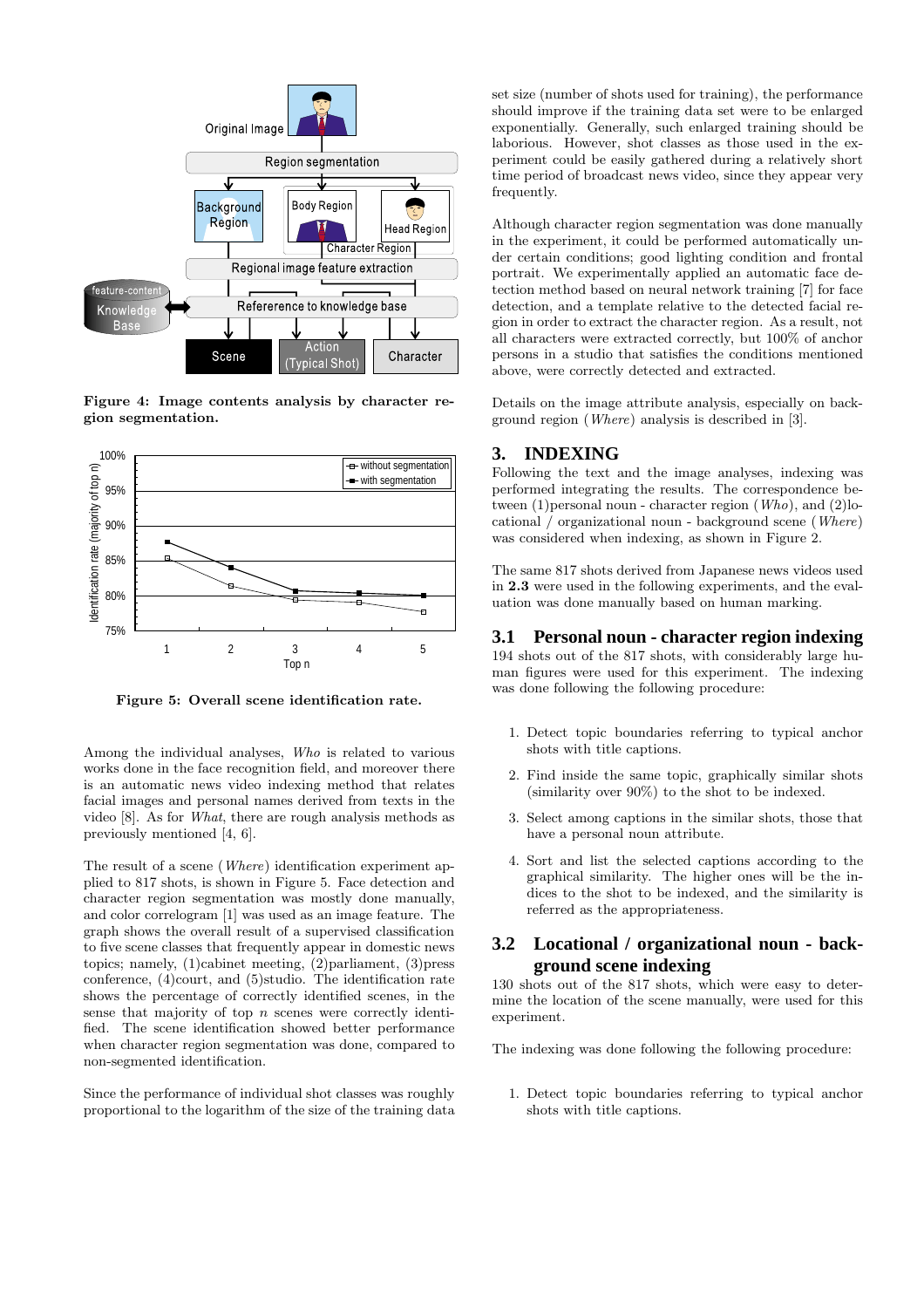Figure 4: Image contents analysis by character region segmentation.

Figure 5: Overall scene identification rate.

Among the individual analyses, *Who* is related to various works done in the face recognition field, and moreover there is an automatic news video indexing method that relates facial images and personal names derived from texts in the video [8]. As for *What*, there are rough analysis methods as previously mentioned [4, 6].

The result of a scene (*Where*) identification experiment applied to 817 shots, is shown in Figure 5. Face detection and character region segmentation was mostly done manually, and color correlogram [1] was used as an image feature. The graph shows the overall result of a supervised classification to five scene classes that frequently appear in domestic news topics; namely, (1)cabinet meeting, (2)parliament, (3)press conference, (4)court, and (5)studio. The identification rate shows the percentage of correctly identified scenes, in the sense that majority of top $n$ scenes were correctly identified. The scene identification showed better performance when character region segmentation was done, compared to non-segmented identification.

Since the performance of individual shot classes was roughly proportional to the logarithm of the size of the training data set size (number of shots used for training), the performance should improve if the training data set were to be enlarged exponentially. Generally, such enlarged training should be laborious. However, shot classes as those used in the experiment could be easily gathered during a relatively short time period of broadcast news video, since they appear very frequently.

Although character region segmentation was done manually in the experiment, it could be performed automatically under certain conditions; good lighting condition and frontal portrait. We experimentally applied an automatic face detection method based on neural network training [7] for face detection, and a template relative to the detected facial region in order to extract the character region. As a result, not all characters were extracted correctly, but 100% of anchor persons in a studio that satisfies the conditions mentioned above, were correctly detected and extracted.

Details on the image attribute analysis, especially on background region (*Where*) analysis is described in [3].

## 3. INDEXING

Following the text and the image analyses, indexing was performed integrating the results. The correspondence between (1)personal noun - character region (*Who*), and (2)locational / organizational noun - background scene (*Where*) was considered when indexing, as shown in Figure 2.

The same 817 shots derived from Japanese news videos used in **2.3** were used in the following experiments, and the evaluation was done manually based on human marking.

### 3.1 Personal noun - character region indexing

194 shots out of the 817 shots, with considerably large human figures were used for this experiment. The indexing was done following the following procedure:

1. Detect topic boundaries referring to typical anchor shots with title captions.
2. Find inside the same topic, graphically similar shots (similarity over 90%) to the shot to be indexed.
3. Select among captions in the similar shots, those that have a personal noun attribute.
4. Sort and list the selected captions according to the graphical similarity. The higher ones will be the indices to the shot to be indexed, and the similarity is referred as the appropriateness.

### 3.2 Locational / organizational noun - background scene indexing

130 shots out of the 817 shots, which were easy to determine the location of the scene manually, were used for this experiment.

The indexing was done following the following procedure:

1. Detect topic boundaries referring to typical anchor shots with title captions.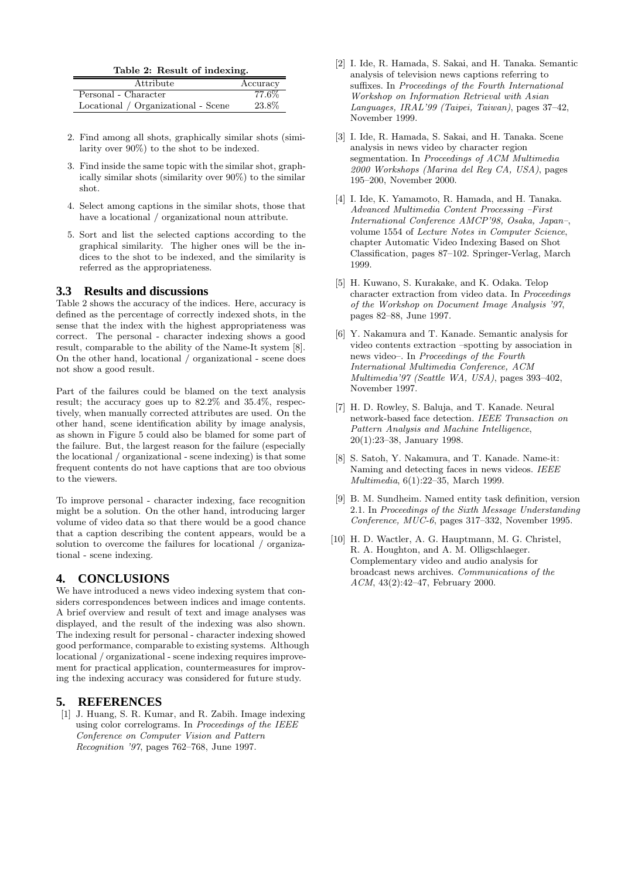Table 2: Result of indexing.

| Attribute | Accuracy |
|---|---|
| Personal - Character | 77.6% |
| Locational / Organizational - Scene | 23.8% |

2. Find among all shots, graphically similar shots (similarity over 90%) to the shot to be indexed.
3. Find inside the same topic with the similar shot, graphically similar shots (similarity over 90%) to the similar shot.
4. Select among captions in the similar shots, those that have a locational / organizational noun attribute.
5. Sort and list the selected captions according to the graphical similarity. The higher ones will be the indices to the shot to be indexed, and the similarity is referred as the appropriateness.

### 3.3 Results and discussions

Table 2 shows the accuracy of the indices. Here, accuracy is defined as the percentage of correctly indexed shots, in the sense that the index with the highest appropriateness was correct. The personal - character indexing shows a good result, comparable to the ability of the Name-It system [8]. On the other hand, locational / organizational - scene does not show a good result.

Part of the failures could be blamed on the text analysis result; the accuracy goes up to 82.2% and 35.4%, respectively, when manually corrected attributes are used. On the other hand, scene identification ability by image analysis, as shown in Figure 5 could also be blamed for some part of the failure. But, the largest reason for the failure (especially the locational / organizational - scene indexing) is that some frequent contents do not have captions that are too obvious to the viewers.

To improve personal - character indexing, face recognition might be a solution. On the other hand, introducing larger volume of video data so that there would be a good chance that a caption describing the content appears, would be a solution to overcome the failures for locational / organizational - scene indexing.

## 4. CONCLUSIONS

We have introduced a news video indexing system that considers correspondences between indices and image contents. A brief overview and result of text and image analyses was displayed, and the result of the indexing was also shown. The indexing result for personal - character indexing showed good performance, comparable to existing systems. Although locational / organizational - scene indexing requires improvement for practical application, countermeasures for improving the indexing accuracy was considered for future study.

## 5. REFERENCES

[1] J. Huang, S. R. Kumar, and R. Zabih. Image indexing using color correlograms. In *Proceedings of the IEEE Conference on Computer Vision and Pattern Recognition '97*, pages 762–768, June 1997.

[2] I. Ide, R. Hamada, S. Sakai, and H. Tanaka. Semantic analysis of television news captions referring to suffixes. In *Proceedings of the Fourth International Workshop on Information Retrieval with Asian Languages, IRAL'99 (Taipei, Taiwan)*, pages 37–42, November 1999.

[3] I. Ide, R. Hamada, S. Sakai, and H. Tanaka. Scene analysis in news video by character region segmentation. In *Proceedings of ACM Multimedia 2000 Workshops (Marina del Rey CA, USA)*, pages 195–200, November 2000.

[4] I. Ide, K. Yamamoto, R. Hamada, and H. Tanaka. *Advanced Multimedia Content Processing –First International Conference AMCP'98, Osaka, Japan–*, volume 1554 of *Lecture Notes in Computer Science*, chapter Automatic Video Indexing Based on Shot Classification, pages 87–102. Springer-Verlag, March 1999.

[5] H. Kuwano, S. Kurakake, and K. Odaka. Telop character extraction from video data. In *Proceedings of the Workshop on Document Image Analysis '97*, pages 82–88, June 1997.

[6] Y. Nakamura and T. Kanade. Semantic analysis for video contents extraction –spotting by association in news video–. In *Proceedings of the Fourth International Multimedia Conference, ACM Multimedia'97 (Seattle WA, USA)*, pages 393–402, November 1997.

[7] H. D. Rowley, S. Baluja, and T. Kanade. Neural network-based face detection. *IEEE Transaction on Pattern Analysis and Machine Intelligence*, 20(1):23–38, January 1998.

[8] S. Satoh, Y. Nakamura, and T. Kanade. Name-it: Naming and detecting faces in news videos. *IEEE Multimedia*, 6(1):22–35, March 1999.

[9] B. M. Sundheim. Named entity task definition, version 2.1. In *Proceedings of the Sixth Message Understanding Conference, MUC-6*, pages 317–332, November 1995.

[10] H. D. Wactler, A. G. Hauptmann, M. G. Christel, R. A. Houghton, and A. M. Olligschlaeger. Complementary video and audio analysis for broadcast news archives. *Communications of the ACM*, 43(2):42–47, February 2000.